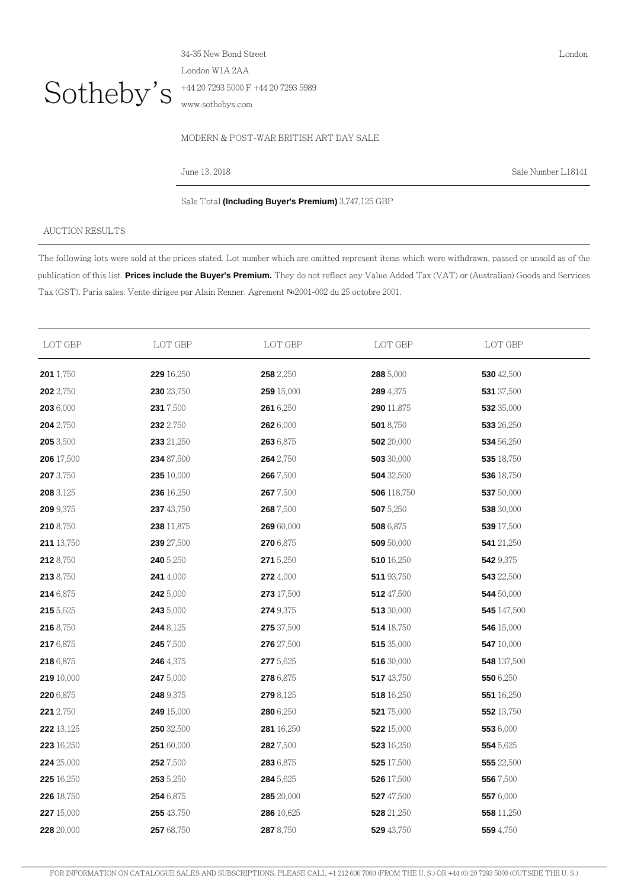Sotheby's

34-35 New Bond Street
London W1A 2AA
+44 20 7293 5000 F +44 20 7293 5989
www.sothebys.com

London

MODERN & POST-WAR BRITISH ART DAY SALE

June 13, 2018

Sale Number L18141

Sale Total **(Including Buyer's Premium)** 3,747,125 GBP

AUCTION RESULTS

The following lots were sold at the prices stated. Lot number which are omitted represent items which were withdrawn, passed or unsold as of the publication of this list. **Prices include the Buyer's Premium.** They do not reflect any Value Added Tax (VAT) or (Australian) Goods and Services Tax (GST). Paris sales: Vente dirigee par Alain Renner. Agrement №2001-002 du 25 octobre 2001.

| LOT GBP | LOT GBP | LOT GBP | LOT GBP | LOT GBP |
|---|---|---|---|---|
| **201** 1,750 | **229** 16,250 | **258** 2,250 | **288** 5,000 | **530** 42,500 |
| **202** 2,750 | **230** 23,750 | **259** 15,000 | **289** 4,375 | **531** 37,500 |
| **203** 6,000 | **231** 7,500 | **261** 6,250 | **290** 11,875 | **532** 35,000 |
| **204** 2,750 | **232** 2,750 | **262** 6,000 | **501** 8,750 | **533** 26,250 |
| **205** 3,500 | **233** 21,250 | **263** 6,875 | **502** 20,000 | **534** 56,250 |
| **206** 17,500 | **234** 87,500 | **264** 2,750 | **503** 30,000 | **535** 18,750 |
| **207** 3,750 | **235** 10,000 | **266** 7,500 | **504** 32,500 | **536** 18,750 |
| **208** 3,125 | **236** 16,250 | **267** 7,500 | **506** 118,750 | **537** 50,000 |
| **209** 9,375 | **237** 43,750 | **268** 7,500 | **507** 5,250 | **538** 30,000 |
| **210** 8,750 | **238** 11,875 | **269** 60,000 | **508** 6,875 | **539** 17,500 |
| **211** 13,750 | **239** 27,500 | **270** 6,875 | **509** 50,000 | **541** 21,250 |
| **212** 8,750 | **240** 5,250 | **271** 5,250 | **510** 16,250 | **542** 9,375 |
| **213** 8,750 | **241** 4,000 | **272** 4,000 | **511** 93,750 | **543** 22,500 |
| **214** 6,875 | **242** 5,000 | **273** 17,500 | **512** 47,500 | **544** 50,000 |
| **215** 5,625 | **243** 5,000 | **274** 9,375 | **513** 30,000 | **545** 147,500 |
| **216** 8,750 | **244** 8,125 | **275** 37,500 | **514** 18,750 | **546** 15,000 |
| **217** 6,875 | **245** 7,500 | **276** 27,500 | **515** 35,000 | **547** 10,000 |
| **218** 6,875 | **246** 4,375 | **277** 5,625 | **516** 30,000 | **548** 137,500 |
| **219** 10,000 | **247** 5,000 | **278** 6,875 | **517** 43,750 | **550** 6,250 |
| **220** 6,875 | **248** 9,375 | **279** 8,125 | **518** 16,250 | **551** 16,250 |
| **221** 2,750 | **249** 15,000 | **280** 6,250 | **521** 75,000 | **552** 13,750 |
| **222** 13,125 | **250** 32,500 | **281** 16,250 | **522** 15,000 | **553** 6,000 |
| **223** 16,250 | **251** 60,000 | **282** 7,500 | **523** 16,250 | **554** 5,625 |
| **224** 25,000 | **252** 7,500 | **283** 6,875 | **525** 17,500 | **555** 22,500 |
| **225** 16,250 | **253** 5,250 | **284** 5,625 | **526** 17,500 | **556** 7,500 |
| **226** 18,750 | **254** 6,875 | **285** 20,000 | **527** 47,500 | **557** 6,000 |
| **227** 15,000 | **255** 43,750 | **286** 10,625 | **528** 21,250 | **558** 11,250 |
| **228** 20,000 | **257** 68,750 | **287** 8,750 | **529** 43,750 | **559** 4,750 |

FOR INFORMATION ON CATALOGUE SALES AND SUBSCRIPTIONS, PLEASE CALL +1 212 606 7000 (FROM THE U. S.) OR +44 (0) 20 7293 5000 (OUTSIDE THE U. S.)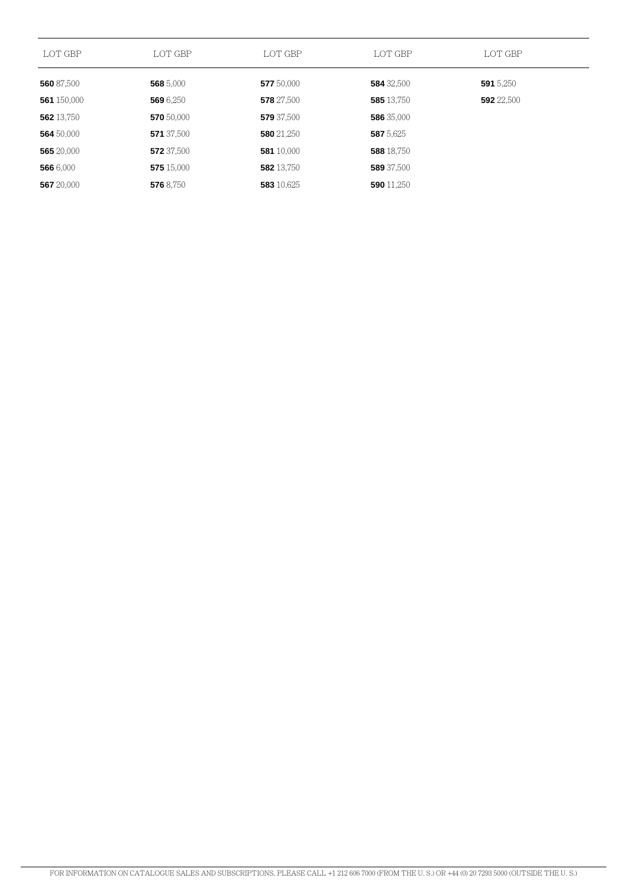| LOT GBP | LOT GBP | LOT GBP | LOT GBP | LOT GBP |
|---|---|---|---|---|
| **560** 87,500 | **568** 5,000 | **577** 50,000 | **584** 32,500 | **591** 5,250 |
| **561** 150,000 | **569** 6,250 | **578** 27,500 | **585** 13,750 | **592** 22,500 |
| **562** 13,750 | **570** 50,000 | **579** 37,500 | **586** 35,000 | |
| **564** 50,000 | **571** 37,500 | **580** 21,250 | **587** 5,625 | |
| **565** 20,000 | **572** 37,500 | **581** 10,000 | **588** 18,750 | |
| **566** 6,000 | **575** 15,000 | **582** 13,750 | **589** 37,500 | |
| **567** 20,000 | **576** 8,750 | **583** 10,625 | **590** 11,250 | |

FOR INFORMATION ON CATALOGUE SALES AND SUBSCRIPTIONS, PLEASE CALL +1 212 606 7000 (FROM THE U. S.) OR +44 (0) 20 7293 5000 (OUTSIDE THE U. S.)